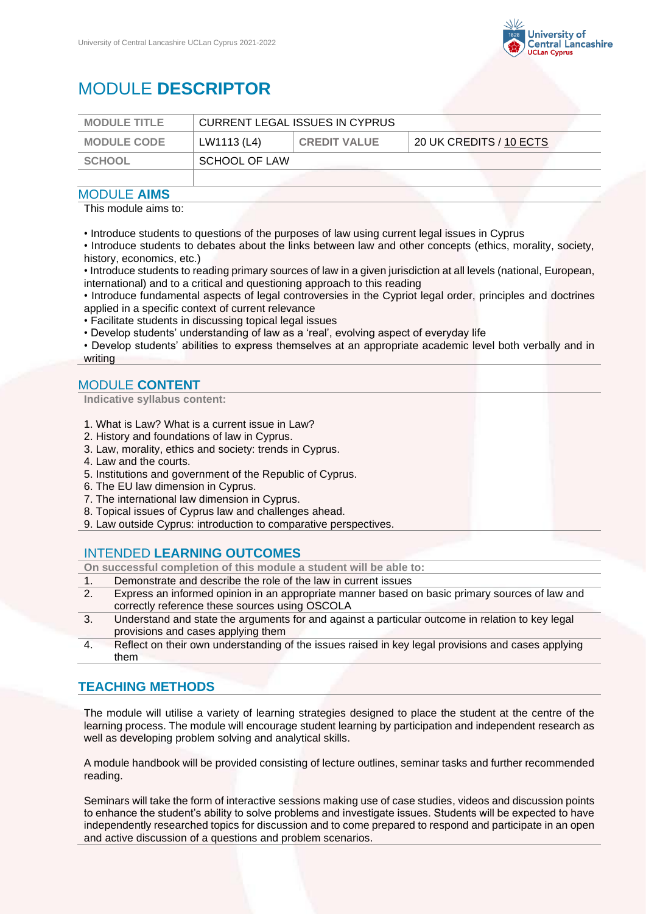# MODULE **DESCRIPTOR**

| MODULE TITLE | CURRENT LEGAL ISSUES IN CYPRUS | | |
|---|---|---|---|
| MODULE CODE | LW1113 (L4) | CREDIT VALUE | 20 UK CREDITS / 10 ECTS |
| SCHOOL | SCHOOL OF LAW | | |
| | | | |

## MODULE **AIMS**

This module aims to:

- Introduce students to questions of the purposes of law using current legal issues in Cyprus
- Introduce students to debates about the links between law and other concepts (ethics, morality, society, history, economics, etc.)
- Introduce students to reading primary sources of law in a given jurisdiction at all levels (national, European, international) and to a critical and questioning approach to this reading
- Introduce fundamental aspects of legal controversies in the Cypriot legal order, principles and doctrines applied in a specific context of current relevance
- Facilitate students in discussing topical legal issues
- Develop students' understanding of law as a 'real', evolving aspect of everyday life
- Develop students' abilities to express themselves at an appropriate academic level both verbally and in writing

## MODULE **CONTENT**

**Indicative syllabus content:**

1. What is Law? What is a current issue in Law?
2. History and foundations of law in Cyprus.
3. Law, morality, ethics and society: trends in Cyprus.
4. Law and the courts.
5. Institutions and government of the Republic of Cyprus.
6. The EU law dimension in Cyprus.
7. The international law dimension in Cyprus.
8. Topical issues of Cyprus law and challenges ahead.
9. Law outside Cyprus: introduction to comparative perspectives.

## INTENDED **LEARNING OUTCOMES**

**On successful completion of this module a student will be able to:**

1. Demonstrate and describe the role of the law in current issues
2. Express an informed opinion in an appropriate manner based on basic primary sources of law and correctly reference these sources using OSCOLA
3. Understand and state the arguments for and against a particular outcome in relation to key legal provisions and cases applying them
4. Reflect on their own understanding of the issues raised in key legal provisions and cases applying them

## **TEACHING METHODS**

The module will utilise a variety of learning strategies designed to place the student at the centre of the learning process. The module will encourage student learning by participation and independent research as well as developing problem solving and analytical skills.

A module handbook will be provided consisting of lecture outlines, seminar tasks and further recommended reading.

Seminars will take the form of interactive sessions making use of case studies, videos and discussion points to enhance the student's ability to solve problems and investigate issues. Students will be expected to have independently researched topics for discussion and to come prepared to respond and participate in an open and active discussion of a questions and problem scenarios.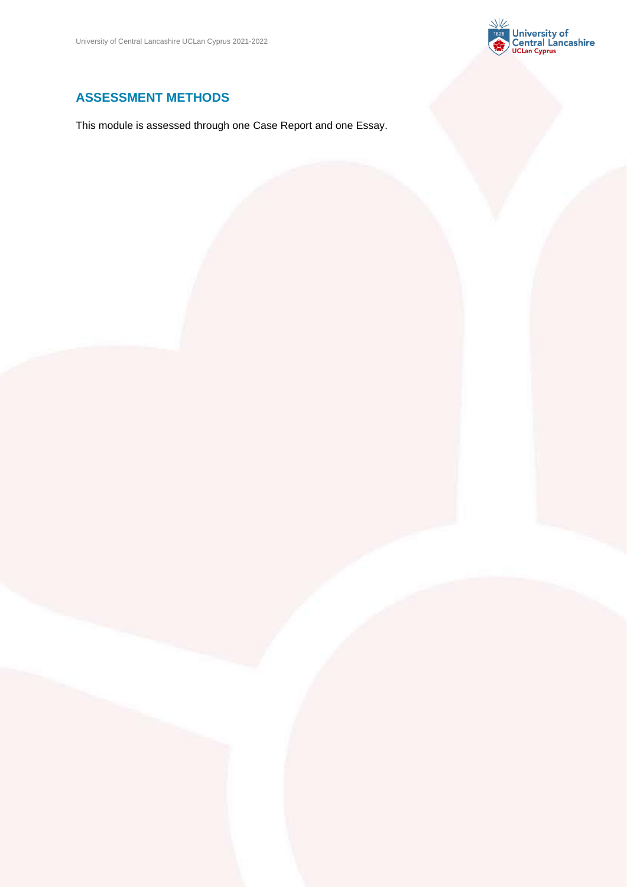## ASSESSMENT METHODS

This module is assessed through one Case Report and one Essay.